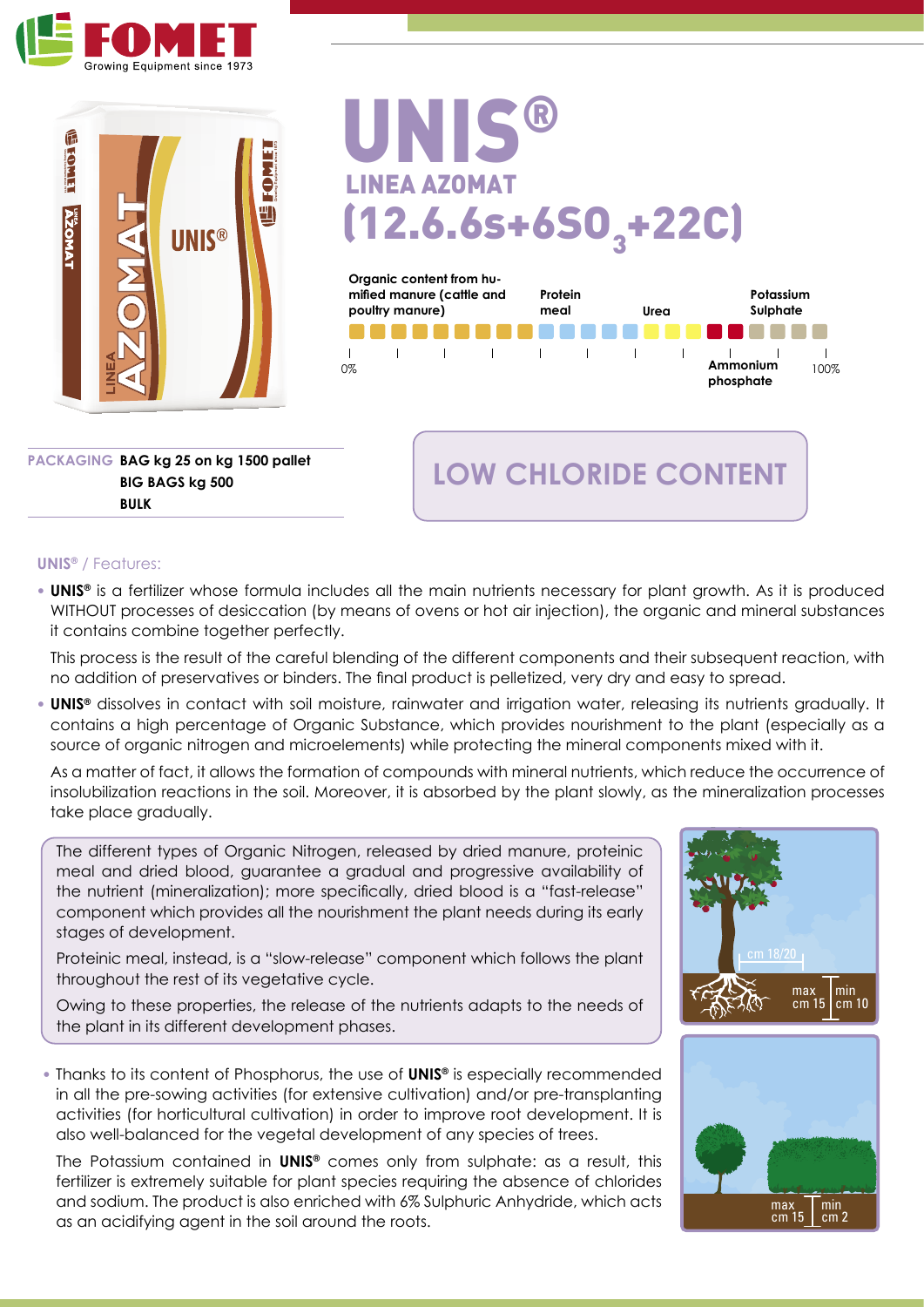# UNIS®

## LINEA AZOMAT

## (12.6.6s+6SO$_3$+22C)

| Organic content from humified manure (cattle and poultry manure) | Protein meal | Urea | Ammonium phosphate | Potassium Sulphate |
|---|---|---|---|---|

0% — 100%

**PACKAGING** **BAG kg 25 on kg 1500 pallet**
**BIG BAGS kg 500**
**BULK**

**LOW CHLORIDE CONTENT**

**UNIS®** / Features:

- **UNIS®** is a fertilizer whose formula includes all the main nutrients necessary for plant growth. As it is produced WITHOUT processes of desiccation (by means of ovens or hot air injection), the organic and mineral substances it contains combine together perfectly.

  This process is the result of the careful blending of the different components and their subsequent reaction, with no addition of preservatives or binders. The final product is pelletized, very dry and easy to spread.

- **UNIS®** dissolves in contact with soil moisture, rainwater and irrigation water, releasing its nutrients gradually. It contains a high percentage of Organic Substance, which provides nourishment to the plant (especially as a source of organic nitrogen and microelements) while protecting the mineral components mixed with it.

  As a matter of fact, it allows the formation of compounds with mineral nutrients, which reduce the occurrence of insolubilization reactions in the soil. Moreover, it is absorbed by the plant slowly, as the mineralization processes take place gradually.

The different types of Organic Nitrogen, released by dried manure, proteinic meal and dried blood, guarantee a gradual and progressive availability of the nutrient (mineralization); more specifically, dried blood is a "fast-release" component which provides all the nourishment the plant needs during its early stages of development.

Proteinic meal, instead, is a "slow-release" component which follows the plant throughout the rest of its vegetative cycle.

Owing to these properties, the release of the nutrients adapts to the needs of the plant in its different development phases.

cm 18/20 — max cm 15 — min cm 10

- Thanks to its content of Phosphorus, the use of **UNIS®** is especially recommended in all the pre-sowing activities (for extensive cultivation) and/or pre-transplanting activities (for horticultural cultivation) in order to improve root development. It is also well-balanced for the vegetal development of any species of trees.

  The Potassium contained in **UNIS®** comes only from sulphate: as a result, this fertilizer is extremely suitable for plant species requiring the absence of chlorides and sodium. The product is also enriched with 6% Sulphuric Anhydride, which acts as an acidifying agent in the soil around the roots.

max cm 15 — min cm 2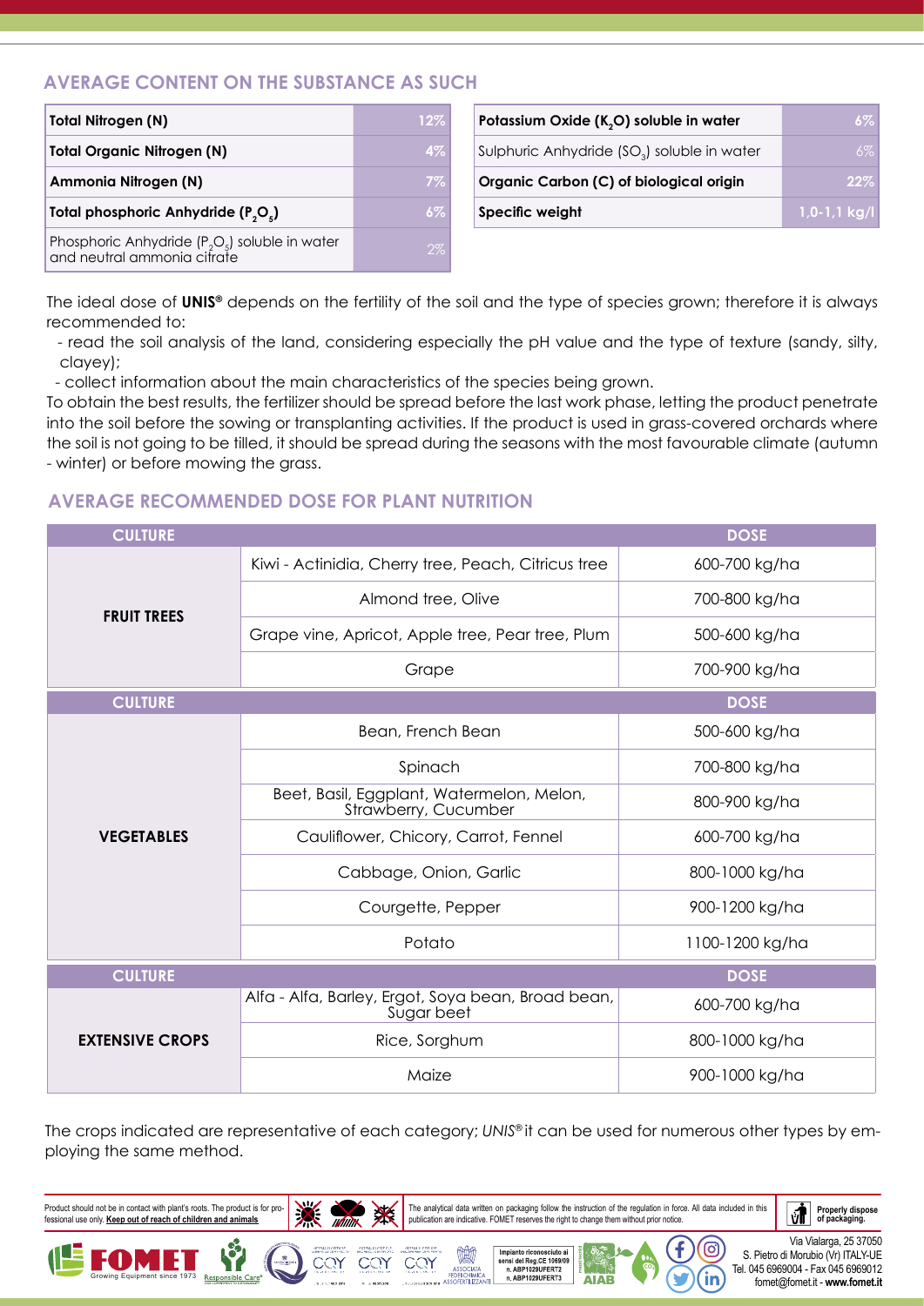## AVERAGE CONTENT ON THE SUBSTANCE AS SUCH

| | |
|---|---|
| **Total Nitrogen (N)** | 12% |
| **Total Organic Nitrogen (N)** | 4% |
| **Ammonia Nitrogen (N)** | 7% |
| **Total phosphoric Anhydride ($P_2O_5$)** | 6% |
| Phosphoric Anhydride ($P_2O_5$) soluble in water and neutral ammonia citrate | 2% |
| **Potassium Oxide ($K_2O$) soluble in water** | 6% |
| Sulphuric Anhydride ($SO_3$) soluble in water | 6% |
| **Organic Carbon (C) of biological origin** | 22% |
| **Specific weight** | 1,0-1,1 kg/l |

The ideal dose of **UNIS®** depends on the fertility of the soil and the type of species grown; therefore it is always recommended to:

- read the soil analysis of the land, considering especially the pH value and the type of texture (sandy, silty, clayey);
- collect information about the main characteristics of the species being grown.

To obtain the best results, the fertilizer should be spread before the last work phase, letting the product penetrate into the soil before the sowing or transplanting activities. If the product is used in grass-covered orchards where the soil is not going to be tilled, it should be spread during the seasons with the most favourable climate (autumn - winter) or before mowing the grass.

## AVERAGE RECOMMENDED DOSE FOR PLANT NUTRITION

| CULTURE | | DOSE |
|---|---|---|
| **FRUIT TREES** | Kiwi - Actinidia, Cherry tree, Peach, Citricus tree | 600-700 kg/ha |
| | Almond tree, Olive | 700-800 kg/ha |
| | Grape vine, Apricot, Apple tree, Pear tree, Plum | 500-600 kg/ha |
| | Grape | 700-900 kg/ha |
| **CULTURE** | | **DOSE** |
| **VEGETABLES** | Bean, French Bean | 500-600 kg/ha |
| | Spinach | 700-800 kg/ha |
| | Beet, Basil, Eggplant, Watermelon, Melon, Strawberry, Cucumber | 800-900 kg/ha |
| | Cauliflower, Chicory, Carrot, Fennel | 600-700 kg/ha |
| | Cabbage, Onion, Garlic | 800-1000 kg/ha |
| | Courgette, Pepper | 900-1200 kg/ha |
| | Potato | 1100-1200 kg/ha |
| **CULTURE** | | **DOSE** |
| **EXTENSIVE CROPS** | Alfa - Alfa, Barley, Ergot, Soya bean, Broad bean, Sugar beet | 600-700 kg/ha |
| | Rice, Sorghum | 800-1000 kg/ha |
| | Maize | 900-1000 kg/ha |

The crops indicated are representative of each category; *UNIS®* it can be used for numerous other types by employing the same method.

Product should not be in contact with plant's roots. The product is for professional use only. **Keep out of reach of children and animals**

The analytical data written on packaging follow the instruction of the regulation in force. All data included in this publication are indicative. FOMET reserves the right to change them without prior notice.

**Properly dispose of packaging.**

FOMET Growing Equipment since 1973

Impianto riconosciuto ai sensi del Reg.CE 1069/09 n. ABP1029UFERT2 n. ABP1029UFERT3

Via Vialarga, 25 37050 S. Pietro di Morubio (Vr) ITALY-UE
Tel. 045 6969004 - Fax 045 6969012
fomet@fomet.it - **www.fomet.it**